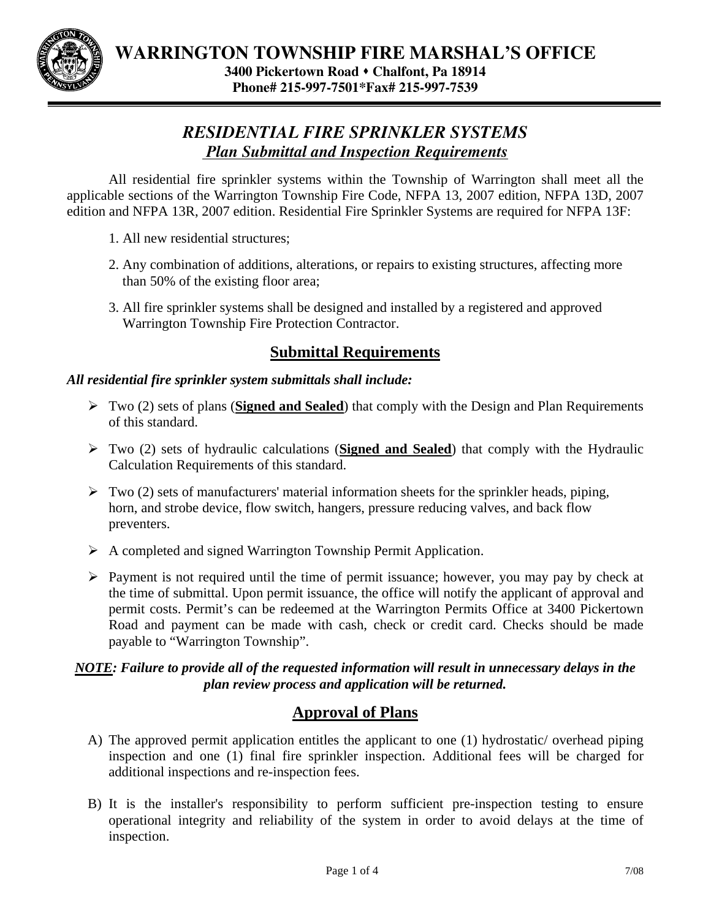# WARRINGTON TOWNSHIP FIRE MARSHAL'S OFFICE

**3400 Pickertown Road ⬩ Chalfont, Pa 18914**
**Phone# 215-997-7501*Fax# 215-997-7539**

## *RESIDENTIAL FIRE SPRINKLER SYSTEMS*
### ***Plan Submittal and Inspection Requirements***

All residential fire sprinkler systems within the Township of Warrington shall meet all the applicable sections of the Warrington Township Fire Code, NFPA 13, 2007 edition, NFPA 13D, 2007 edition and NFPA 13R, 2007 edition. Residential Fire Sprinkler Systems are required for NFPA 13F:

1. All new residential structures;
2. Any combination of additions, alterations, or repairs to existing structures, affecting more than 50% of the existing floor area;
3. All fire sprinkler systems shall be designed and installed by a registered and approved Warrington Township Fire Protection Contractor.

## Submittal Requirements

***All residential fire sprinkler system submittals shall include:***

- Two (2) sets of plans (**Signed and Sealed**) that comply with the Design and Plan Requirements of this standard.
- Two (2) sets of hydraulic calculations (**Signed and Sealed**) that comply with the Hydraulic Calculation Requirements of this standard.
- Two (2) sets of manufacturers' material information sheets for the sprinkler heads, piping, horn, and strobe device, flow switch, hangers, pressure reducing valves, and back flow preventers.
- A completed and signed Warrington Township Permit Application.
- Payment is not required until the time of permit issuance; however, you may pay by check at the time of submittal. Upon permit issuance, the office will notify the applicant of approval and permit costs. Permit's can be redeemed at the Warrington Permits Office at 3400 Pickertown Road and payment can be made with cash, check or credit card. Checks should be made payable to "Warrington Township".

***NOTE: Failure to provide all of the requested information will result in unnecessary delays in the plan review process and application will be returned.***

## Approval of Plans

A) The approved permit application entitles the applicant to one (1) hydrostatic/ overhead piping inspection and one (1) final fire sprinkler inspection. Additional fees will be charged for additional inspections and re-inspection fees.

B) It is the installer's responsibility to perform sufficient pre-inspection testing to ensure operational integrity and reliability of the system in order to avoid delays at the time of inspection.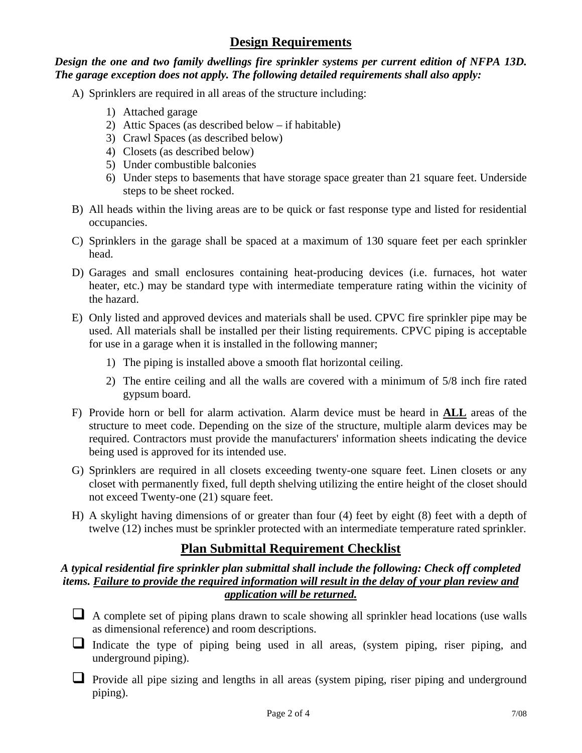## Design Requirements

***Design the one and two family dwellings fire sprinkler systems per current edition of NFPA 13D. The garage exception does not apply. The following detailed requirements shall also apply:***

A) Sprinklers are required in all areas of the structure including:

   1) Attached garage
   2) Attic Spaces (as described below – if habitable)
   3) Crawl Spaces (as described below)
   4) Closets (as described below)
   5) Under combustible balconies
   6) Under steps to basements that have storage space greater than 21 square feet. Underside steps to be sheet rocked.

B) All heads within the living areas are to be quick or fast response type and listed for residential occupancies.

C) Sprinklers in the garage shall be spaced at a maximum of 130 square feet per each sprinkler head.

D) Garages and small enclosures containing heat-producing devices (i.e. furnaces, hot water heater, etc.) may be standard type with intermediate temperature rating within the vicinity of the hazard.

E) Only listed and approved devices and materials shall be used. CPVC fire sprinkler pipe may be used. All materials shall be installed per their listing requirements. CPVC piping is acceptable for use in a garage when it is installed in the following manner;

   1) The piping is installed above a smooth flat horizontal ceiling.

   2) The entire ceiling and all the walls are covered with a minimum of 5/8 inch fire rated gypsum board.

F) Provide horn or bell for alarm activation. Alarm device must be heard in <u>**ALL**</u> areas of the structure to meet code. Depending on the size of the structure, multiple alarm devices may be required. Contractors must provide the manufacturers' information sheets indicating the device being used is approved for its intended use.

G) Sprinklers are required in all closets exceeding twenty-one square feet. Linen closets or any closet with permanently fixed, full depth shelving utilizing the entire height of the closet should not exceed Twenty-one (21) square feet.

H) A skylight having dimensions of or greater than four (4) feet by eight (8) feet with a depth of twelve (12) inches must be sprinkler protected with an intermediate temperature rated sprinkler.

## Plan Submittal Requirement Checklist

***A typical residential fire sprinkler plan submittal shall include the following: Check off completed items. <u>Failure to provide the required information will result in the delay of your plan review and application will be returned.</u>***

- ☐ A complete set of piping plans drawn to scale showing all sprinkler head locations (use walls as dimensional reference) and room descriptions.
- ☐ Indicate the type of piping being used in all areas, (system piping, riser piping, and underground piping).
- ☐ Provide all pipe sizing and lengths in all areas (system piping, riser piping and underground piping).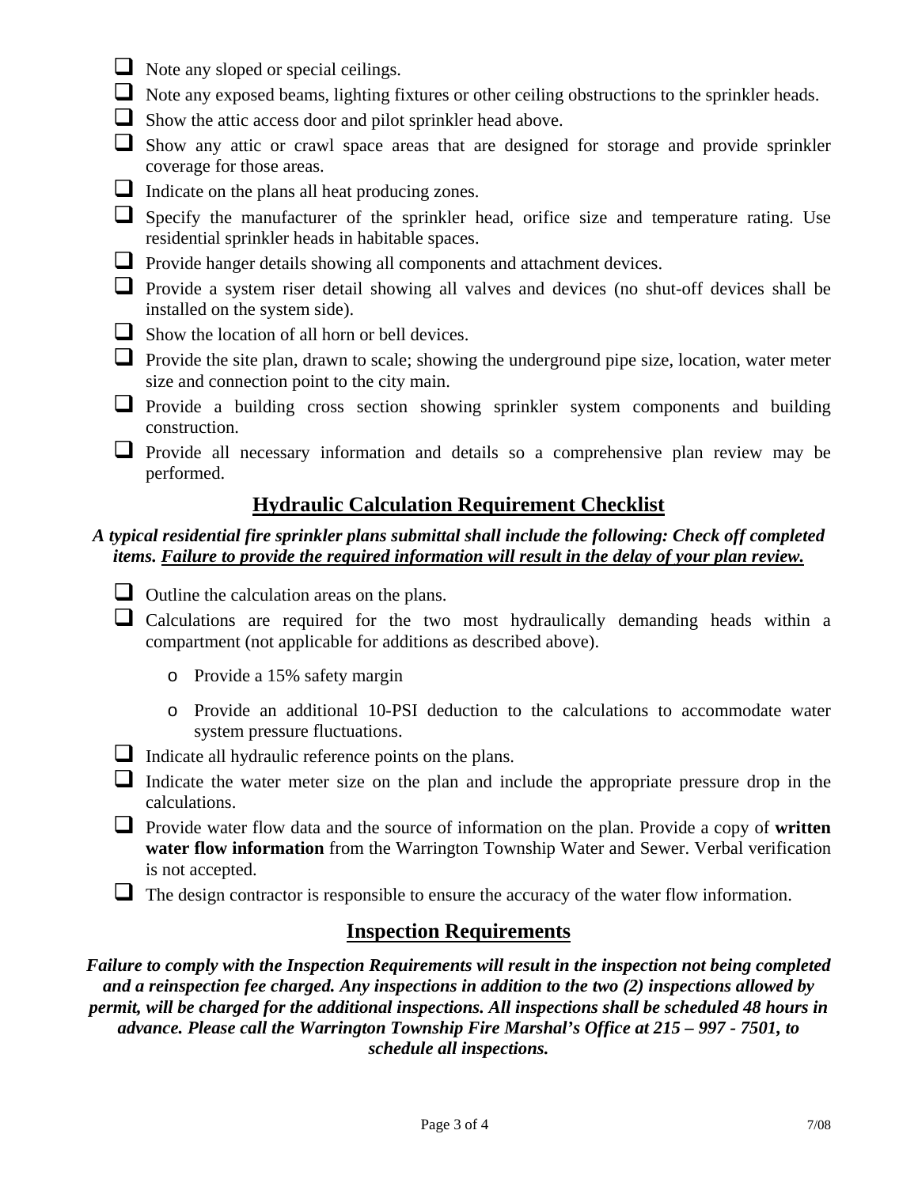- [ ] Note any sloped or special ceilings.
- [ ] Note any exposed beams, lighting fixtures or other ceiling obstructions to the sprinkler heads.
- [ ] Show the attic access door and pilot sprinkler head above.
- [ ] Show any attic or crawl space areas that are designed for storage and provide sprinkler coverage for those areas.
- [ ] Indicate on the plans all heat producing zones.
- [ ] Specify the manufacturer of the sprinkler head, orifice size and temperature rating. Use residential sprinkler heads in habitable spaces.
- [ ] Provide hanger details showing all components and attachment devices.
- [ ] Provide a system riser detail showing all valves and devices (no shut-off devices shall be installed on the system side).
- [ ] Show the location of all horn or bell devices.
- [ ] Provide the site plan, drawn to scale; showing the underground pipe size, location, water meter size and connection point to the city main.
- [ ] Provide a building cross section showing sprinkler system components and building construction.
- [ ] Provide all necessary information and details so a comprehensive plan review may be performed.

## Hydraulic Calculation Requirement Checklist

***A typical residential fire sprinkler plans submittal shall include the following: Check off completed items. <u>Failure to provide the required information will result in the delay of your plan review.</u>***

- [ ] Outline the calculation areas on the plans.
- [ ] Calculations are required for the two most hydraulically demanding heads within a compartment (not applicable for additions as described above).
  - Provide a 15% safety margin
  - Provide an additional 10-PSI deduction to the calculations to accommodate water system pressure fluctuations.
- [ ] Indicate all hydraulic reference points on the plans.
- [ ] Indicate the water meter size on the plan and include the appropriate pressure drop in the calculations.
- [ ] Provide water flow data and the source of information on the plan. Provide a copy of **written water flow information** from the Warrington Township Water and Sewer. Verbal verification is not accepted.
- [ ] The design contractor is responsible to ensure the accuracy of the water flow information.

## Inspection Requirements

***Failure to comply with the Inspection Requirements will result in the inspection not being completed and a reinspection fee charged. Any inspections in addition to the two (2) inspections allowed by permit, will be charged for the additional inspections. All inspections shall be scheduled 48 hours in advance. Please call the Warrington Township Fire Marshal's Office at 215 – 997 - 7501, to schedule all inspections.***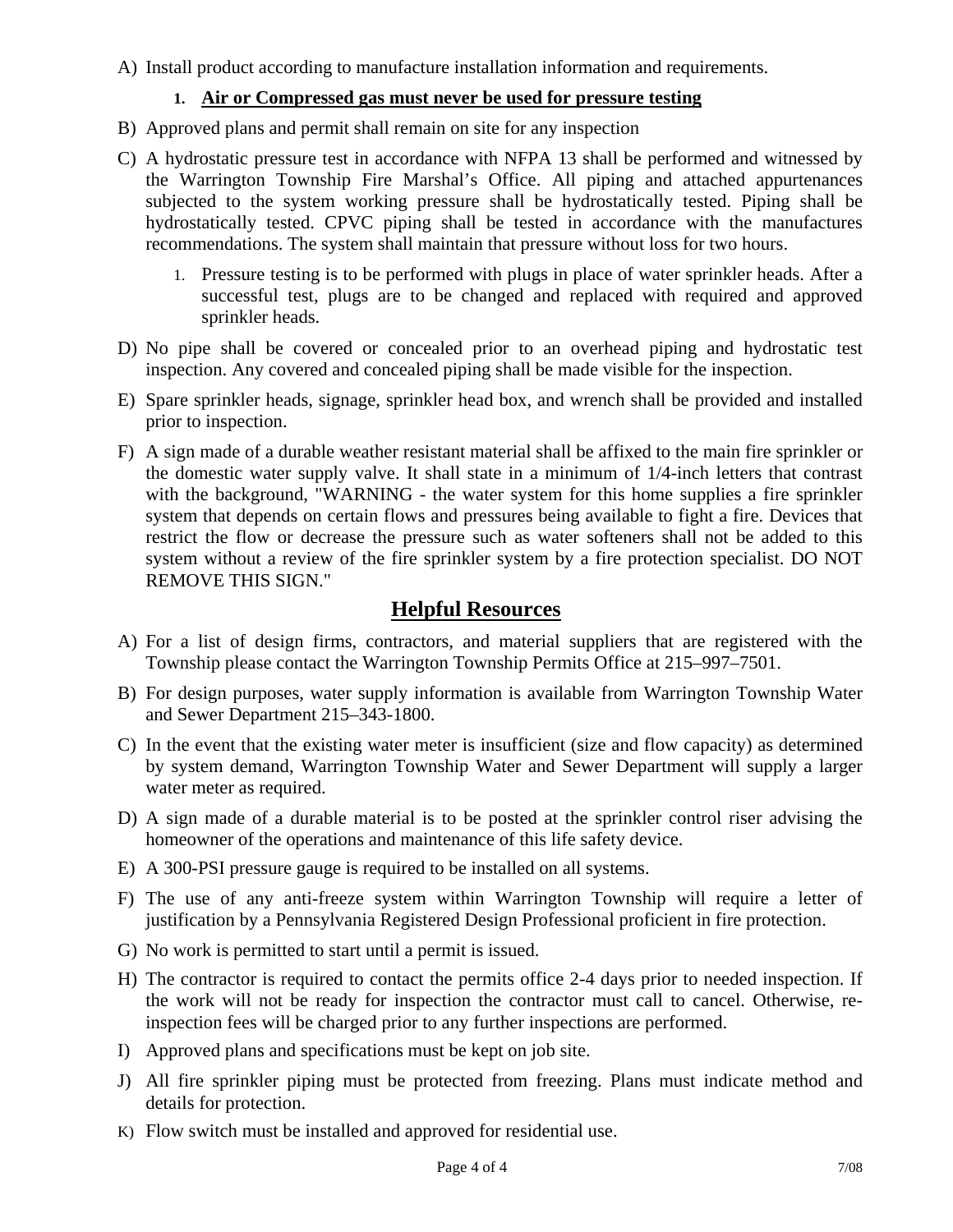A) Install product according to manufacture installation information and requirements.

   1. **<u>Air or Compressed gas must never be used for pressure testing</u>**

B) Approved plans and permit shall remain on site for any inspection

C) A hydrostatic pressure test in accordance with NFPA 13 shall be performed and witnessed by the Warrington Township Fire Marshal's Office. All piping and attached appurtenances subjected to the system working pressure shall be hydrostatically tested. Piping shall be hydrostatically tested. CPVC piping shall be tested in accordance with the manufactures recommendations. The system shall maintain that pressure without loss for two hours.

   1. Pressure testing is to be performed with plugs in place of water sprinkler heads. After a successful test, plugs are to be changed and replaced with required and approved sprinkler heads.

D) No pipe shall be covered or concealed prior to an overhead piping and hydrostatic test inspection. Any covered and concealed piping shall be made visible for the inspection.

E) Spare sprinkler heads, signage, sprinkler head box, and wrench shall be provided and installed prior to inspection.

F) A sign made of a durable weather resistant material shall be affixed to the main fire sprinkler or the domestic water supply valve. It shall state in a minimum of 1/4-inch letters that contrast with the background, "WARNING - the water system for this home supplies a fire sprinkler system that depends on certain flows and pressures being available to fight a fire. Devices that restrict the flow or decrease the pressure such as water softeners shall not be added to this system without a review of the fire sprinkler system by a fire protection specialist. DO NOT REMOVE THIS SIGN."

## <u>Helpful Resources</u>

A) For a list of design firms, contractors, and material suppliers that are registered with the Township please contact the Warrington Township Permits Office at 215–997–7501.

B) For design purposes, water supply information is available from Warrington Township Water and Sewer Department 215–343-1800.

C) In the event that the existing water meter is insufficient (size and flow capacity) as determined by system demand, Warrington Township Water and Sewer Department will supply a larger water meter as required.

D) A sign made of a durable material is to be posted at the sprinkler control riser advising the homeowner of the operations and maintenance of this life safety device.

E) A 300-PSI pressure gauge is required to be installed on all systems.

F) The use of any anti-freeze system within Warrington Township will require a letter of justification by a Pennsylvania Registered Design Professional proficient in fire protection.

G) No work is permitted to start until a permit is issued.

H) The contractor is required to contact the permits office 2-4 days prior to needed inspection. If the work will not be ready for inspection the contractor must call to cancel. Otherwise, re-inspection fees will be charged prior to any further inspections are performed.

I) Approved plans and specifications must be kept on job site.

J) All fire sprinkler piping must be protected from freezing. Plans must indicate method and details for protection.

K) Flow switch must be installed and approved for residential use.

7/08